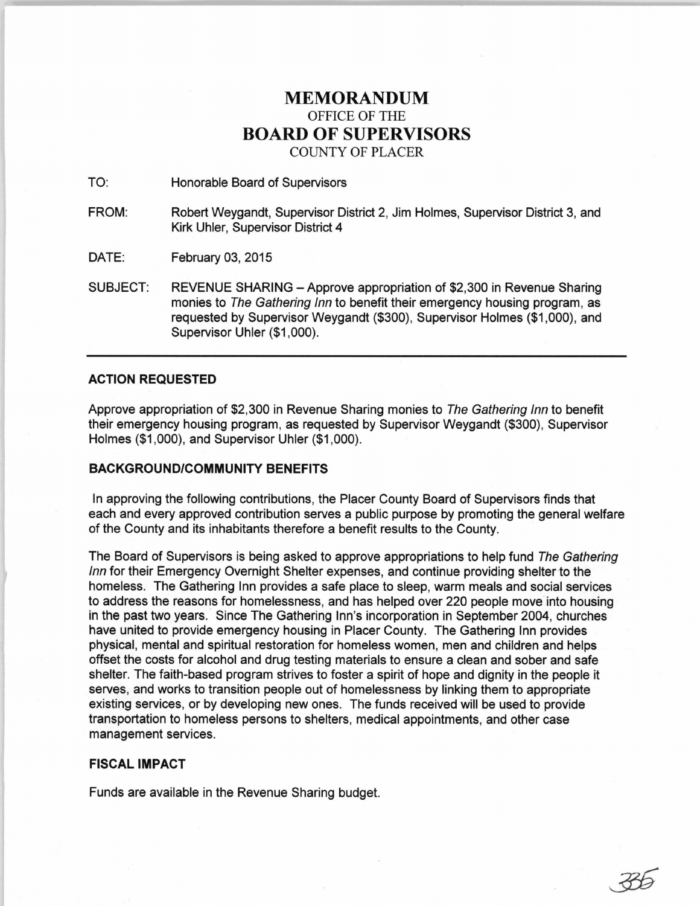# MEMORANDUM

OFFICE OF THE

# BOARD OF SUPERVISORS

COUNTY OF PLACER

TO: Honorable Board of Supervisors

FROM: Robert Weygandt, Supervisor District 2, Jim Holmes, Supervisor District 3, and Kirk Uhler, Supervisor District 4

DATE: February 03, 2015

SUBJECT: REVENUE SHARING – Approve appropriation of $2,300 in Revenue Sharing monies to *The Gathering Inn* to benefit their emergency housing program, as requested by Supervisor Weygandt ($300), Supervisor Holmes ($1,000), and Supervisor Uhler ($1,000).

---

## ACTION REQUESTED

Approve appropriation of $2,300 in Revenue Sharing monies to *The Gathering Inn* to benefit their emergency housing program, as requested by Supervisor Weygandt ($300), Supervisor Holmes ($1,000), and Supervisor Uhler ($1,000).

## BACKGROUND/COMMUNITY BENEFITS

In approving the following contributions, the Placer County Board of Supervisors finds that each and every approved contribution serves a public purpose by promoting the general welfare of the County and its inhabitants therefore a benefit results to the County.

The Board of Supervisors is being asked to approve appropriations to help fund *The Gathering Inn* for their Emergency Overnight Shelter expenses, and continue providing shelter to the homeless. The Gathering Inn provides a safe place to sleep, warm meals and social services to address the reasons for homelessness, and has helped over 220 people move into housing in the past two years. Since The Gathering Inn's incorporation in September 2004, churches have united to provide emergency housing in Placer County. The Gathering Inn provides physical, mental and spiritual restoration for homeless women, men and children and helps offset the costs for alcohol and drug testing materials to ensure a clean and sober and safe shelter. The faith-based program strives to foster a spirit of hope and dignity in the people it serves, and works to transition people out of homelessness by linking them to appropriate existing services, or by developing new ones. The funds received will be used to provide transportation to homeless persons to shelters, medical appointments, and other case management services.

## FISCAL IMPACT

Funds are available in the Revenue Sharing budget.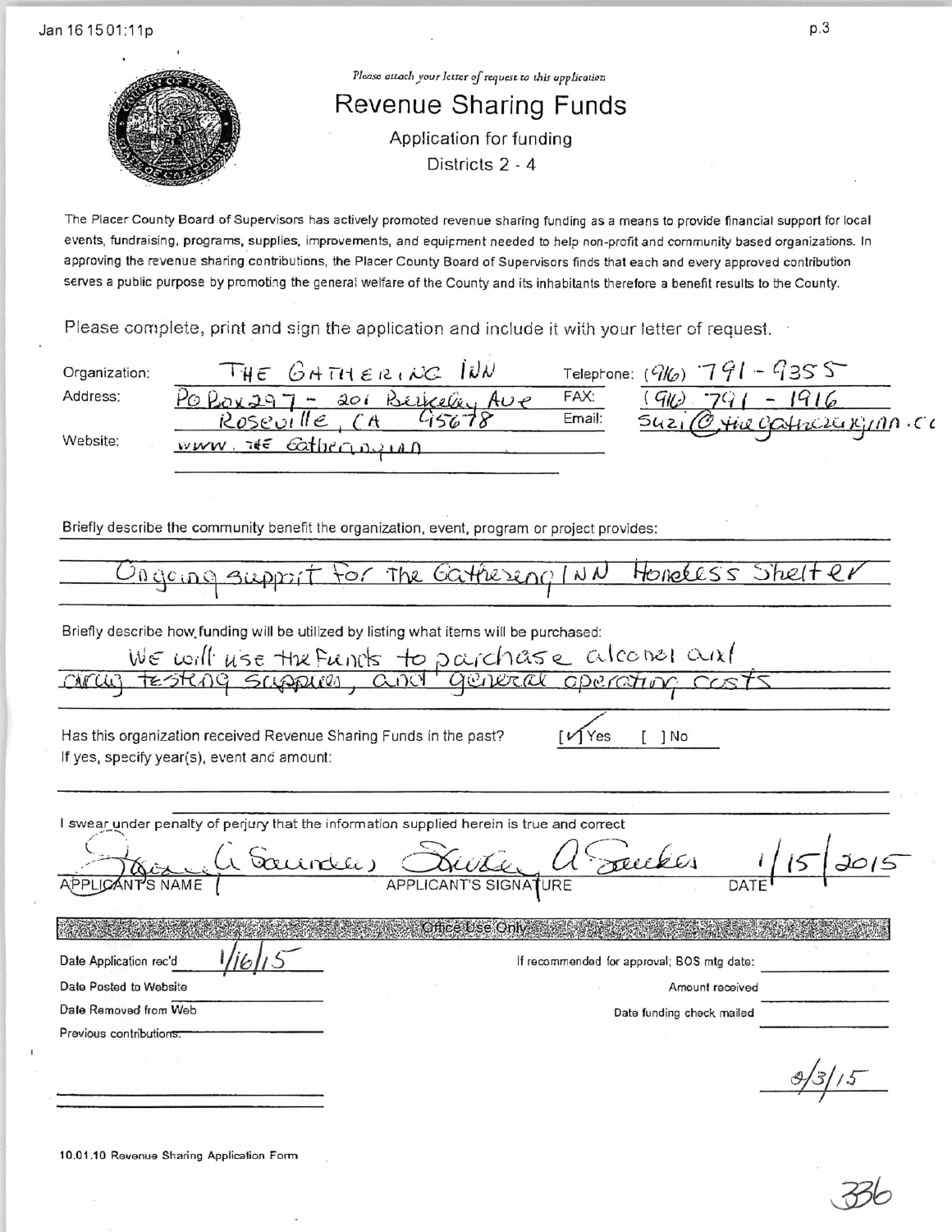*Please attach your letter of request to this application*

# Revenue Sharing Funds

Application for funding

Districts 2 - 4

The Placer County Board of Supervisors has actively promoted revenue sharing funding as a means to provide financial support for local events, fundraising, programs, supplies, improvements, and equipment needed to help non-profit and community based organizations. In approving the revenue sharing contributions, the Placer County Board of Supervisors finds that each and every approved contribution serves a public purpose by promoting the general welfare of the County and its inhabitants therefore a benefit results to the County.

Please complete, print and sign the application and include it with your letter of request.

Organization: THE GATHERING INN

Address: PO Box 297 - 201 Berkeley Ave, Roseville, CA 95678

Website: www. the Gatheringinn

Telephone: (916) 791-9355

FAX: (916) 791-1916

Email: suzi@thegatheringinn.cc

Briefly describe the community benefit the organization, event, program or project provides:

Ongoing support for The Gathering INN Homeless Shelter

Briefly describe how funding will be utilized by listing what items will be purchased:

We will use the Funds to purchase alcohol and drug testing supplies, and general operating costs

Has this organization received Revenue Sharing Funds in the past? [✓] Yes [ ] No

If yes, specify year(s), event and amount:

I swear under penalty of perjury that the information supplied herein is true and correct

Suzi A Saunders — APPLICANT'S NAME

[signature] — APPLICANT'S SIGNATURE

1/15/2015 — DATE

**Office Use Only**

Date Application rec'd: 1/16/15

Date Posted to Website:

Date Removed from Web:

Previous contributions:

If recommended for approval; BOS mtg date:

Amount received:

Date funding check mailed:

2/3/15

10.01.10 Revenue Sharing Application Form